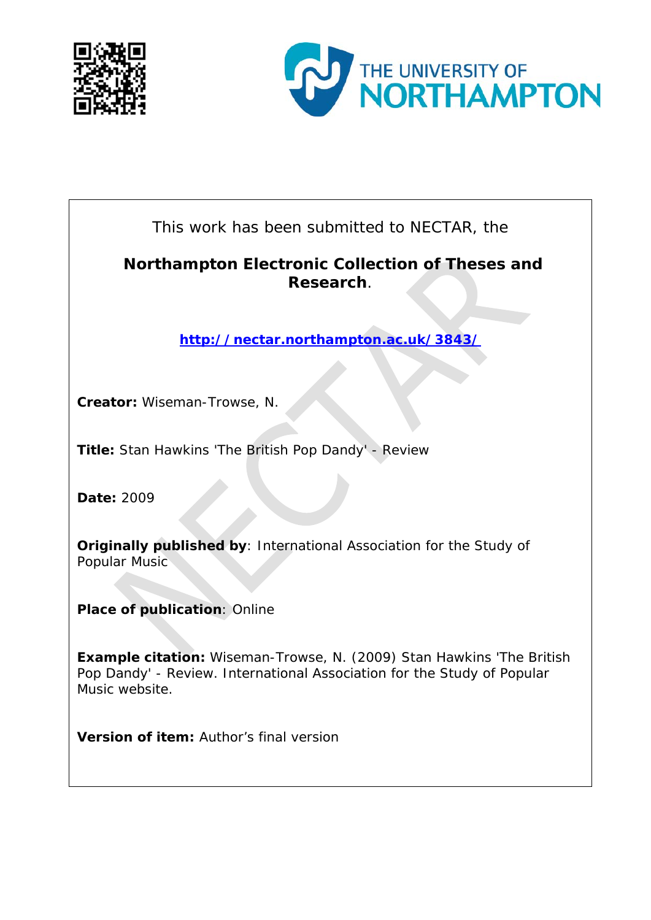This work has been submitted to NECTAR, the

**Northampton Electronic Collection of Theses and Research**.

http://nectar.northampton.ac.uk/3843/

**Creator:** Wiseman-Trowse, N.

**Title:** Stan Hawkins 'The British Pop Dandy' - Review

**Date:** 2009

**Originally published by**: International Association for the Study of Popular Music

**Place of publication**: Online

**Example citation:** Wiseman-Trowse, N. (2009) Stan Hawkins 'The British Pop Dandy' - Review. International Association for the Study of Popular Music website.

**Version of item:** Author's final version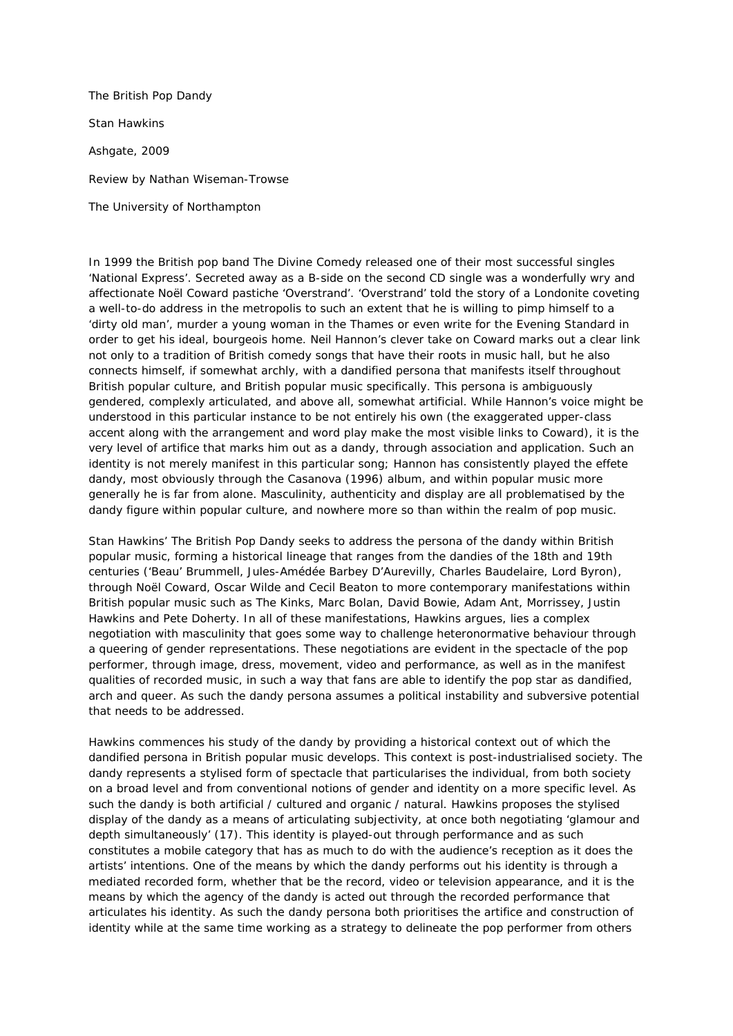The British Pop Dandy

Stan Hawkins

Ashgate, 2009

Review by Nathan Wiseman-Trowse

The University of Northampton

In 1999 the British pop band The Divine Comedy released one of their most successful singles 'National Express'. Secreted away as a B-side on the second CD single was a wonderfully wry and affectionate Noël Coward pastiche 'Overstrand'. 'Overstrand' told the story of a Londonite coveting a well-to-do address in the metropolis to such an extent that he is willing to pimp himself to a 'dirty old man', murder a young woman in the Thames or even write for the Evening Standard in order to get his ideal, bourgeois home. Neil Hannon's clever take on Coward marks out a clear link not only to a tradition of British comedy songs that have their roots in music hall, but he also connects himself, if somewhat archly, with a dandified persona that manifests itself throughout British popular culture, and British popular music specifically. This persona is ambiguously gendered, complexly articulated, and above all, somewhat artificial. While Hannon's voice might be understood in this particular instance to be not entirely his own (the exaggerated upper-class accent along with the arrangement and word play make the most visible links to Coward), it is the very level of artifice that marks him out as a dandy, through association and application. Such an identity is not merely manifest in this particular song; Hannon has consistently played the effete dandy, most obviously through the Casanova (1996) album, and within popular music more generally he is far from alone. Masculinity, authenticity and display are all problematised by the dandy figure within popular culture, and nowhere more so than within the realm of pop music.

Stan Hawkins' The British Pop Dandy seeks to address the persona of the dandy within British popular music, forming a historical lineage that ranges from the dandies of the 18th and 19th centuries ('Beau' Brummell, Jules-Amédée Barbey D'Aurevilly, Charles Baudelaire, Lord Byron), through Noël Coward, Oscar Wilde and Cecil Beaton to more contemporary manifestations within British popular music such as The Kinks, Marc Bolan, David Bowie, Adam Ant, Morrissey, Justin Hawkins and Pete Doherty. In all of these manifestations, Hawkins argues, lies a complex negotiation with masculinity that goes some way to challenge heteronormative behaviour through a queering of gender representations. These negotiations are evident in the spectacle of the pop performer, through image, dress, movement, video and performance, as well as in the manifest qualities of recorded music, in such a way that fans are able to identify the pop star as dandified, arch and queer. As such the dandy persona assumes a political instability and subversive potential that needs to be addressed.

Hawkins commences his study of the dandy by providing a historical context out of which the dandified persona in British popular music develops. This context is post-industrialised society. The dandy represents a stylised form of spectacle that particularises the individual, from both society on a broad level and from conventional notions of gender and identity on a more specific level. As such the dandy is both artificial / cultured and organic / natural. Hawkins proposes the stylised display of the dandy as a means of articulating subjectivity, at once both negotiating 'glamour and depth simultaneously' (17). This identity is played-out through performance and as such constitutes a mobile category that has as much to do with the audience's reception as it does the artists' intentions. One of the means by which the dandy performs out his identity is through a mediated recorded form, whether that be the record, video or television appearance, and it is the means by which the agency of the dandy is acted out through the recorded performance that articulates his identity. As such the dandy persona both prioritises the artifice and construction of identity while at the same time working as a strategy to delineate the pop performer from others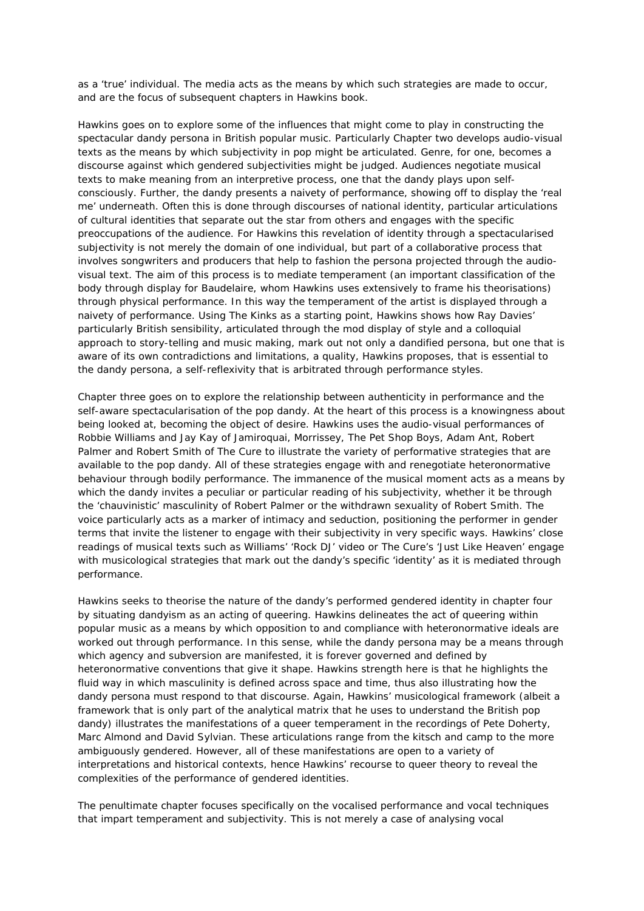as a 'true' individual. The media acts as the means by which such strategies are made to occur, and are the focus of subsequent chapters in Hawkins book.

Hawkins goes on to explore some of the influences that might come to play in constructing the spectacular dandy persona in British popular music. Particularly Chapter two develops audio-visual texts as the means by which subjectivity in pop might be articulated. Genre, for one, becomes a discourse against which gendered subjectivities might be judged. Audiences negotiate musical texts to make meaning from an interpretive process, one that the dandy plays upon self-consciously. Further, the dandy presents a naivety of performance, showing off to display the 'real me' underneath. Often this is done through discourses of national identity, particular articulations of cultural identities that separate out the star from others and engages with the specific preoccupations of the audience. For Hawkins this revelation of identity through a spectacularised subjectivity is not merely the domain of one individual, but part of a collaborative process that involves songwriters and producers that help to fashion the persona projected through the audio-visual text. The aim of this process is to mediate temperament (an important classification of the body through display for Baudelaire, whom Hawkins uses extensively to frame his theorisations) through physical performance. In this way the temperament of the artist is displayed through a naivety of performance. Using The Kinks as a starting point, Hawkins shows how Ray Davies' particularly British sensibility, articulated through the mod display of style and a colloquial approach to story-telling and music making, mark out not only a dandified persona, but one that is aware of its own contradictions and limitations, a quality, Hawkins proposes, that is essential to the dandy persona, a self-reflexivity that is arbitrated through performance styles.

Chapter three goes on to explore the relationship between authenticity in performance and the self-aware spectacularisation of the pop dandy. At the heart of this process is a knowingness about being looked at, becoming the object of desire. Hawkins uses the audio-visual performances of Robbie Williams and Jay Kay of Jamiroquai, Morrissey, The Pet Shop Boys, Adam Ant, Robert Palmer and Robert Smith of The Cure to illustrate the variety of performative strategies that are available to the pop dandy. All of these strategies engage with and renegotiate heteronormative behaviour through bodily performance. The immanence of the musical moment acts as a means by which the dandy invites a peculiar or particular reading of his subjectivity, whether it be through the 'chauvinistic' masculinity of Robert Palmer or the withdrawn sexuality of Robert Smith. The voice particularly acts as a marker of intimacy and seduction, positioning the performer in gender terms that invite the listener to engage with their subjectivity in very specific ways. Hawkins' close readings of musical texts such as Williams' 'Rock DJ' video or The Cure's 'Just Like Heaven' engage with musicological strategies that mark out the dandy's specific 'identity' as it is mediated through performance.

Hawkins seeks to theorise the nature of the dandy's performed gendered identity in chapter four by situating dandyism as an acting of queering. Hawkins delineates the act of queering within popular music as a means by which opposition to and compliance with heteronormative ideals are worked out through performance. In this sense, while the dandy persona may be a means through which agency and subversion are manifested, it is forever governed and defined by heteronormative conventions that give it shape. Hawkins strength here is that he highlights the fluid way in which masculinity is defined across space and time, thus also illustrating how the dandy persona must respond to that discourse. Again, Hawkins' musicological framework (albeit a framework that is only part of the analytical matrix that he uses to understand the British pop dandy) illustrates the manifestations of a queer temperament in the recordings of Pete Doherty, Marc Almond and David Sylvian. These articulations range from the kitsch and camp to the more ambiguously gendered. However, all of these manifestations are open to a variety of interpretations and historical contexts, hence Hawkins' recourse to queer theory to reveal the complexities of the performance of gendered identities.

The penultimate chapter focuses specifically on the vocalised performance and vocal techniques that impart temperament and subjectivity. This is not merely a case of analysing vocal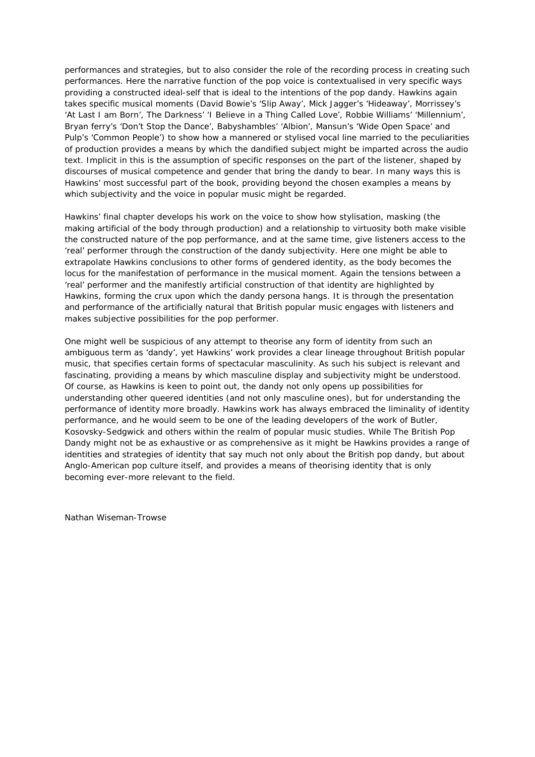performances and strategies, but to also consider the role of the recording process in creating such performances. Here the narrative function of the pop voice is contextualised in very specific ways providing a constructed ideal-self that is ideal to the intentions of the pop dandy. Hawkins again takes specific musical moments (David Bowie's 'Slip Away', Mick Jagger's 'Hideaway', Morrissey's 'At Last I am Born', The Darkness' 'I Believe in a Thing Called Love', Robbie Williams' 'Millennium', Bryan ferry's 'Don't Stop the Dance', Babyshambles' 'Albion', Mansun's 'Wide Open Space' and Pulp's 'Common People') to show how a mannered or stylised vocal line married to the peculiarities of production provides a means by which the dandified subject might be imparted across the audio text. Implicit in this is the assumption of specific responses on the part of the listener, shaped by discourses of musical competence and gender that bring the dandy to bear. In many ways this is Hawkins' most successful part of the book, providing beyond the chosen examples a means by which subjectivity and the voice in popular music might be regarded.

Hawkins' final chapter develops his work on the voice to show how stylisation, masking (the making artificial of the body through production) and a relationship to virtuosity both make visible the constructed nature of the pop performance, and at the same time, give listeners access to the 'real' performer through the construction of the dandy subjectivity. Here one might be able to extrapolate Hawkins conclusions to other forms of gendered identity, as the body becomes the locus for the manifestation of performance in the musical moment. Again the tensions between a 'real' performer and the manifestly artificial construction of that identity are highlighted by Hawkins, forming the crux upon which the dandy persona hangs. It is through the presentation and performance of the artificially natural that British popular music engages with listeners and makes subjective possibilities for the pop performer.

One might well be suspicious of any attempt to theorise any form of identity from such an ambiguous term as 'dandy', yet Hawkins' work provides a clear lineage throughout British popular music, that specifies certain forms of spectacular masculinity. As such his subject is relevant and fascinating, providing a means by which masculine display and subjectivity might be understood. Of course, as Hawkins is keen to point out, the dandy not only opens up possibilities for understanding other queered identities (and not only masculine ones), but for understanding the performance of identity more broadly. Hawkins work has always embraced the liminality of identity performance, and he would seem to be one of the leading developers of the work of Butler, Kosovsky-Sedgwick and others within the realm of popular music studies. While The British Pop Dandy might not be as exhaustive or as comprehensive as it might be Hawkins provides a range of identities and strategies of identity that say much not only about the British pop dandy, but about Anglo-American pop culture itself, and provides a means of theorising identity that is only becoming ever-more relevant to the field.

Nathan Wiseman-Trowse